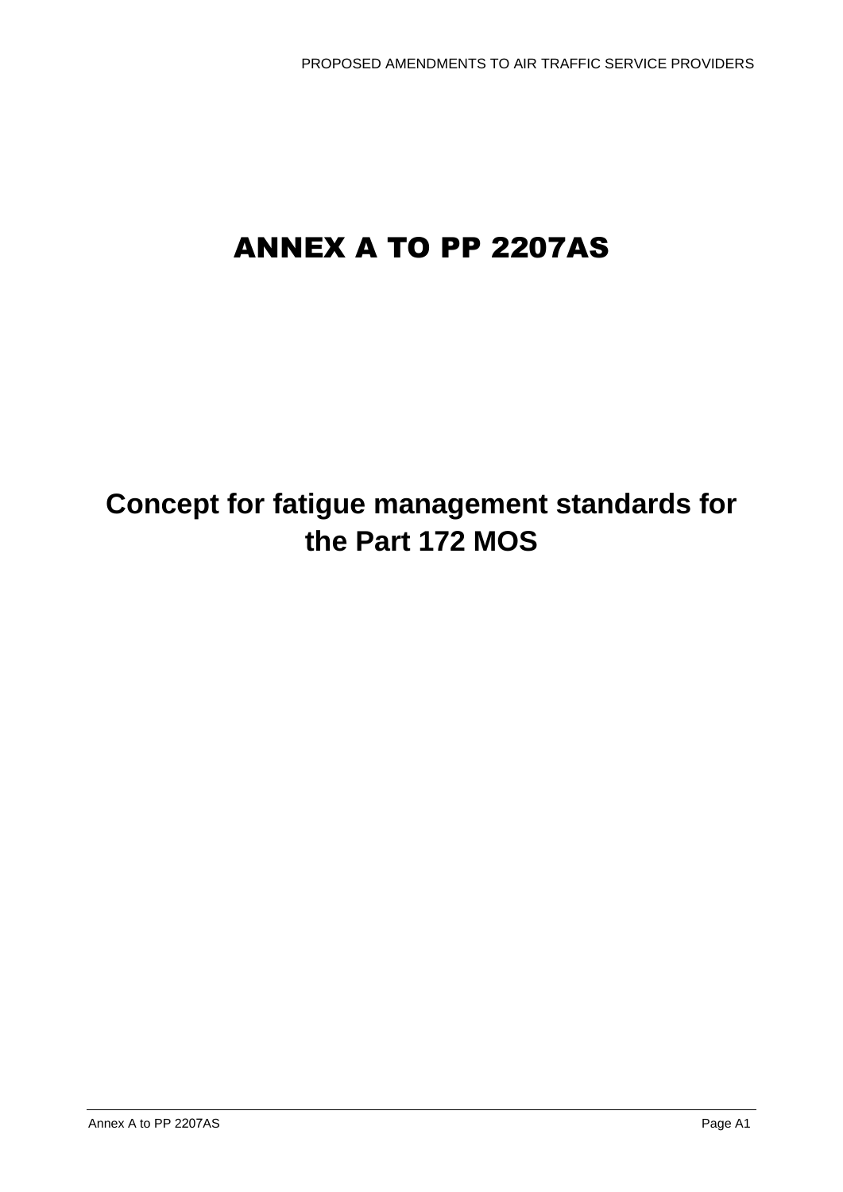# ANNEX A TO PP 2207AS

## Concept for fatigue management standards for the Part 172 MOS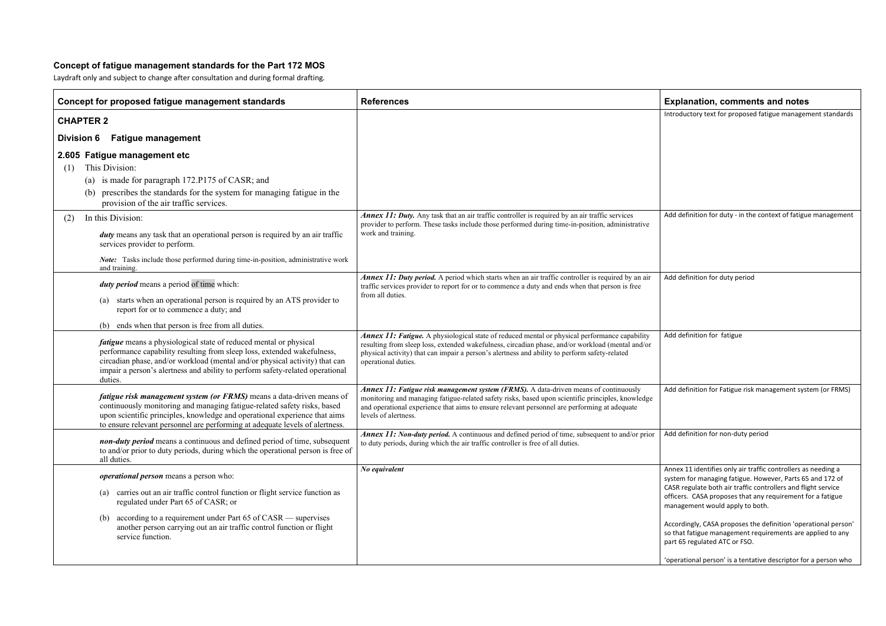**Concept of fatigue management standards for the Part 172 MOS**

Laydraft only and subject to change after consultation and during formal drafting.

| Concept for proposed fatigue management standards | References | Explanation, comments and notes |
|---|---|---|
| **CHAPTER 2**<br><br>**Division 6 Fatigue management**<br><br>**2.605 Fatigue management etc**<br>(1) This Division:<br>(a) is made for paragraph 172.P175 of CASR; and<br>(b) prescribes the standards for the system for managing fatigue in the provision of the air traffic services. | | Introductory text for proposed fatigue management standards |
| (2) In this Division:<br><br>***duty*** means any task that an operational person is required by an air traffic services provider to perform.<br><br>*Note:* Tasks include those performed during time-in-position, administrative work and training. | ***Annex 11: Duty.*** Any task that an air traffic controller is required by an air traffic services provider to perform. These tasks include those performed during time-in-position, administrative work and training. | Add definition for duty - in the context of fatigue management |
| ***duty period*** means a period of time which:<br>(a) starts when an operational person is required by an ATS provider to report for or to commence a duty; and<br>(b) ends when that person is free from all duties. | ***Annex 11: Duty period.*** A period which starts when an air traffic controller is required by an air traffic services provider to report for or to commence a duty and ends when that person is free from all duties. | Add definition for duty period |
| ***fatigue*** means a physiological state of reduced mental or physical performance capability resulting from sleep loss, extended wakefulness, circadian phase, and/or workload (mental and/or physical activity) that can impair a person's alertness and ability to perform safety-related operational duties. | ***Annex 11: Fatigue.*** A physiological state of reduced mental or physical performance capability resulting from sleep loss, extended wakefulness, circadian phase, and/or workload (mental and/or physical activity) that can impair a person's alertness and ability to perform safety-related operational duties. | Add definition for fatigue |
| ***fatigue risk management system (or FRMS)*** means a data-driven means of continuously monitoring and managing fatigue-related safety risks, based upon scientific principles, knowledge and operational experience that aims to ensure relevant personnel are performing at adequate levels of alertness. | ***Annex 11: Fatigue risk management system (FRMS).*** A data-driven means of continuously monitoring and managing fatigue-related safety risks, based upon scientific principles, knowledge and operational experience that aims to ensure relevant personnel are performing at adequate levels of alertness. | Add definition for Fatigue risk management system (or FRMS) |
| ***non-duty period*** means a continuous and defined period of time, subsequent to and/or prior to duty periods, during which the operational person is free of all duties. | ***Annex 11: Non-duty period.*** A continuous and defined period of time, subsequent to and/or prior to duty periods, during which the air traffic controller is free of all duties. | Add definition for non-duty period |
| ***operational person*** means a person who:<br>(a) carries out an air traffic control function or flight service function as regulated under Part 65 of CASR; or<br>(b) according to a requirement under Part 65 of CASR — supervises another person carrying out an air traffic control function or flight service function. | ***No equivalent*** | Annex 11 identifies only air traffic controllers as needing a system for managing fatigue. However, Parts 65 and 172 of CASR regulate both air traffic controllers and flight service officers. CASA proposes that any requirement for a fatigue management would apply to both.<br><br>Accordingly, CASA proposes the definition 'operational person' so that fatigue management requirements are applied to any part 65 regulated ATC or FSO.<br><br>'operational person' is a tentative descriptor for a person who |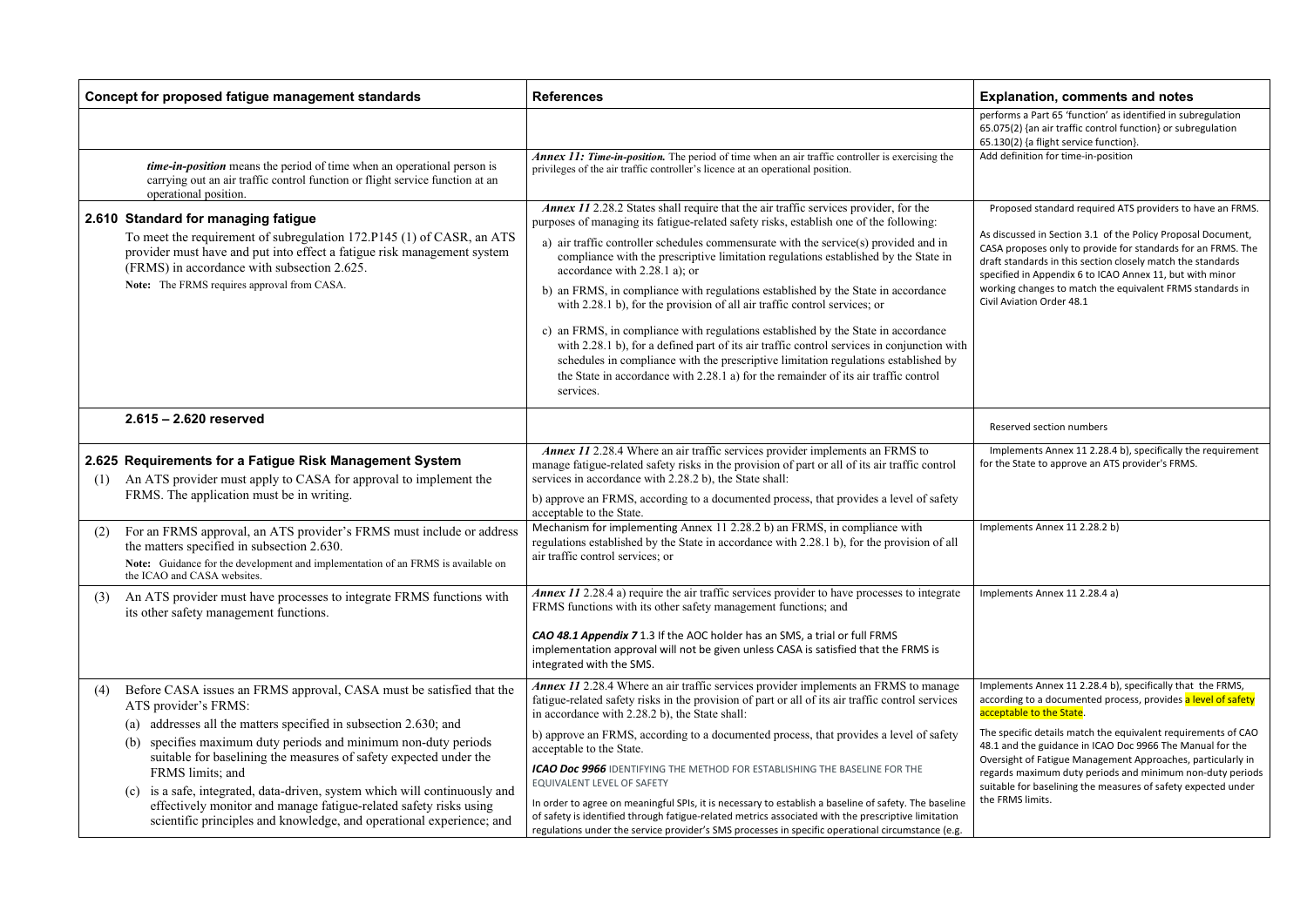| Concept for proposed fatigue management standards | References | Explanation, comments and notes |
|---|---|---|
| | | performs a Part 65 'function' as identified in subregulation 65.075(2) {an air traffic control function} or subregulation 65.130(2) {a flight service function}. |
| ***time-in-position*** means the period of time when an operational person is carrying out an air traffic control function or flight service function at an operational position. | ***Annex 11: Time-in-position.*** The period of time when an air traffic controller is exercising the privileges of the air traffic controller's licence at an operational position. | Add definition for time-in-position |
| **2.610 Standard for managing fatigue**<br><br>To meet the requirement of subregulation 172.P145 (1) of CASR, an ATS provider must have and put into effect a fatigue risk management system (FRMS) in accordance with subsection 2.625.<br><br>Note: The FRMS requires approval from CASA. | ***Annex 11*** 2.28.2 States shall require that the air traffic services provider, for the purposes of managing its fatigue-related safety risks, establish one of the following:<br><br>a) air traffic controller schedules commensurate with the service(s) provided and in compliance with the prescriptive limitation regulations established by the State in accordance with 2.28.1 a); or<br><br>b) an FRMS, in compliance with regulations established by the State in accordance with 2.28.1 b), for the provision of all air traffic control services; or<br><br>c) an FRMS, in compliance with regulations established by the State in accordance with 2.28.1 b), for a defined part of its air traffic control services in conjunction with schedules in compliance with the prescriptive limitation regulations established by the State in accordance with 2.28.1 a) for the remainder of its air traffic control services. | Proposed standard required ATS providers to have an FRMS.<br><br>As discussed in Section 3.1 of the Policy Proposal Document, CASA proposes only to provide for standards for an FRMS. The draft standards in this section closely match the standards specified in Appendix 6 to ICAO Annex 11, but with minor working changes to match the equivalent FRMS standards in Civil Aviation Order 48.1 |
| **2.615 – 2.620 reserved** | | Reserved section numbers |
| **2.625 Requirements for a Fatigue Risk Management System**<br><br>(1) An ATS provider must apply to CASA for approval to implement the FRMS. The application must be in writing. | ***Annex 11*** 2.28.4 Where an air traffic services provider implements an FRMS to manage fatigue-related safety risks in the provision of part or all of its air traffic control services in accordance with 2.28.2 b), the State shall:<br><br>b) approve an FRMS, according to a documented process, that provides a level of safety acceptable to the State. | Implements Annex 11 2.28.4 b), specifically the requirement for the State to approve an ATS provider's FRMS. |
| (2) For an FRMS approval, an ATS provider's FRMS must include or address the matters specified in subsection 2.630.<br><br>Note: Guidance for the development and implementation of an FRMS is available on the ICAO and CASA websites. | Mechanism for implementing Annex 11 2.28.2 b) an FRMS, in compliance with regulations established by the State in accordance with 2.28.1 b), for the provision of all air traffic control services; or | Implements Annex 11 2.28.2 b) |
| (3) An ATS provider must have processes to integrate FRMS functions with its other safety management functions. | ***Annex 11*** 2.28.4 a) require the air traffic services provider to have processes to integrate FRMS functions with its other safety management functions; and<br><br>***CAO 48.1 Appendix 7*** 1.3 If the AOC holder has an SMS, a trial or full FRMS implementation approval will not be given unless CASA is satisfied that the FRMS is integrated with the SMS. | Implements Annex 11 2.28.4 a) |
| (4) Before CASA issues an FRMS approval, CASA must be satisfied that the ATS provider's FRMS:<br><br>(a) addresses all the matters specified in subsection 2.630; and<br><br>(b) specifies maximum duty periods and minimum non-duty periods suitable for baselining the measures of safety expected under the FRMS limits; and<br><br>(c) is a safe, integrated, data-driven, system which will continuously and effectively monitor and manage fatigue-related safety risks using scientific principles and knowledge, and operational experience; and | ***Annex 11*** 2.28.4 Where an air traffic services provider implements an FRMS to manage fatigue-related safety risks in the provision of part or all of its air traffic control services in accordance with 2.28.2 b), the State shall:<br><br>b) approve an FRMS, according to a documented process, that provides a level of safety acceptable to the State.<br><br>***ICAO Doc 9966*** IDENTIFYING THE METHOD FOR ESTABLISHING THE BASELINE FOR THE EQUIVALENT LEVEL OF SAFETY<br><br>In order to agree on meaningful SPIs, it is necessary to establish a baseline of safety. The baseline of safety is identified through fatigue-related metrics associated with the prescriptive limitation regulations under the service provider's SMS processes in specific operational circumstance (e.g. | Implements Annex 11 2.28.4 b), specifically that the FRMS, according to a documented process, provides a level of safety acceptable to the State.<br><br>The specific details match the equivalent requirements of CAO 48.1 and the guidance in ICAO Doc 9966 The Manual for the Oversight of Fatigue Management Approaches, particularly in regards maximum duty periods and minimum non-duty periods suitable for baselining the measures of safety expected under the FRMS limits. |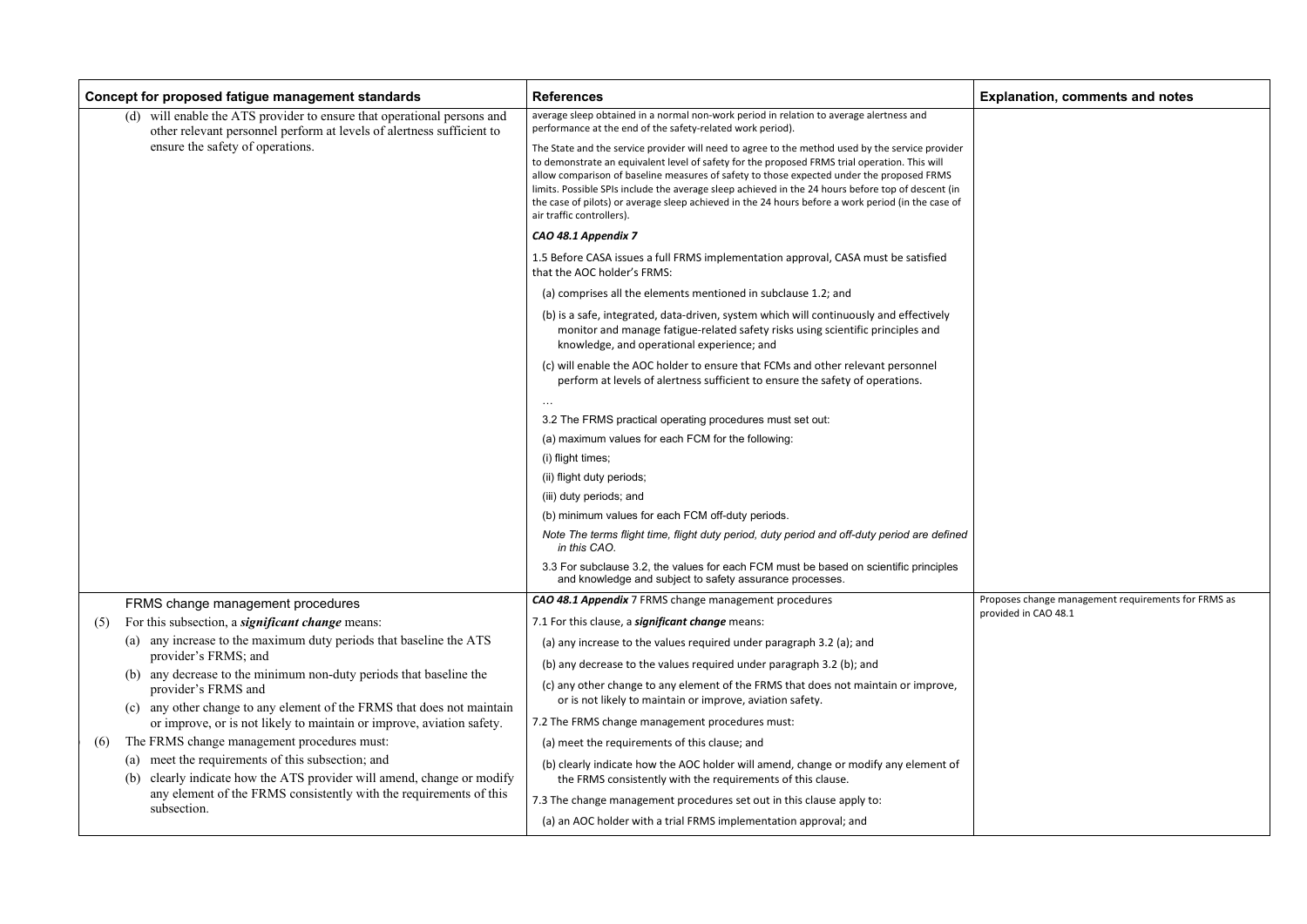| Concept for proposed fatigue management standards | References | Explanation, comments and notes |
|---|---|---|
| (d) will enable the ATS provider to ensure that operational persons and other relevant personnel perform at levels of alertness sufficient to ensure the safety of operations. | average sleep obtained in a normal non-work period in relation to average alertness and performance at the end of the safety-related work period).<br><br>The State and the service provider will need to agree to the method used by the service provider to demonstrate an equivalent level of safety for the proposed FRMS trial operation. This will allow comparison of baseline measures of safety to those expected under the proposed FRMS limits. Possible SPIs include the average sleep achieved in the 24 hours before top of descent (in the case of pilots) or average sleep achieved in the 24 hours before a work period (in the case of air traffic controllers).<br><br>***CAO 48.1 Appendix 7***<br><br>1.5 Before CASA issues a full FRMS implementation approval, CASA must be satisfied that the AOC holder's FRMS:<br><br>(a) comprises all the elements mentioned in subclause 1.2; and<br><br>(b) is a safe, integrated, data-driven, system which will continuously and effectively monitor and manage fatigue-related safety risks using scientific principles and knowledge, and operational experience; and<br><br>(c) will enable the AOC holder to ensure that FCMs and other relevant personnel perform at levels of alertness sufficient to ensure the safety of operations.<br><br>…<br><br>3.2 The FRMS practical operating procedures must set out:<br><br>(a) maximum values for each FCM for the following:<br><br>(i) flight times;<br><br>(ii) flight duty periods;<br><br>(iii) duty periods; and<br><br>(b) minimum values for each FCM off-duty periods.<br><br>*Note The terms flight time, flight duty period, duty period and off-duty period are defined in this CAO.*<br><br>3.3 For subclause 3.2, the values for each FCM must be based on scientific principles and knowledge and subject to safety assurance processes. | |
| FRMS change management procedures<br><br>(5) For this subsection, a ***significant change*** means:<br><br>(a) any increase to the maximum duty periods that baseline the ATS provider's FRMS; and<br><br>(b) any decrease to the minimum non-duty periods that baseline the provider's FRMS and<br><br>(c) any other change to any element of the FRMS that does not maintain or improve, or is not likely to maintain or improve, aviation safety.<br><br>(6) The FRMS change management procedures must:<br><br>(a) meet the requirements of this subsection; and<br><br>(b) clearly indicate how the ATS provider will amend, change or modify any element of the FRMS consistently with the requirements of this subsection. | ***CAO 48.1 Appendix*** 7 FRMS change management procedures<br><br>7.1 For this clause, a ***significant change*** means:<br><br>(a) any increase to the values required under paragraph 3.2 (a); and<br><br>(b) any decrease to the values required under paragraph 3.2 (b); and<br><br>(c) any other change to any element of the FRMS that does not maintain or improve, or is not likely to maintain or improve, aviation safety.<br><br>7.2 The FRMS change management procedures must:<br><br>(a) meet the requirements of this clause; and<br><br>(b) clearly indicate how the AOC holder will amend, change or modify any element of the FRMS consistently with the requirements of this clause.<br><br>7.3 The change management procedures set out in this clause apply to:<br><br>(a) an AOC holder with a trial FRMS implementation approval; and | Proposes change management requirements for FRMS as provided in CAO 48.1 |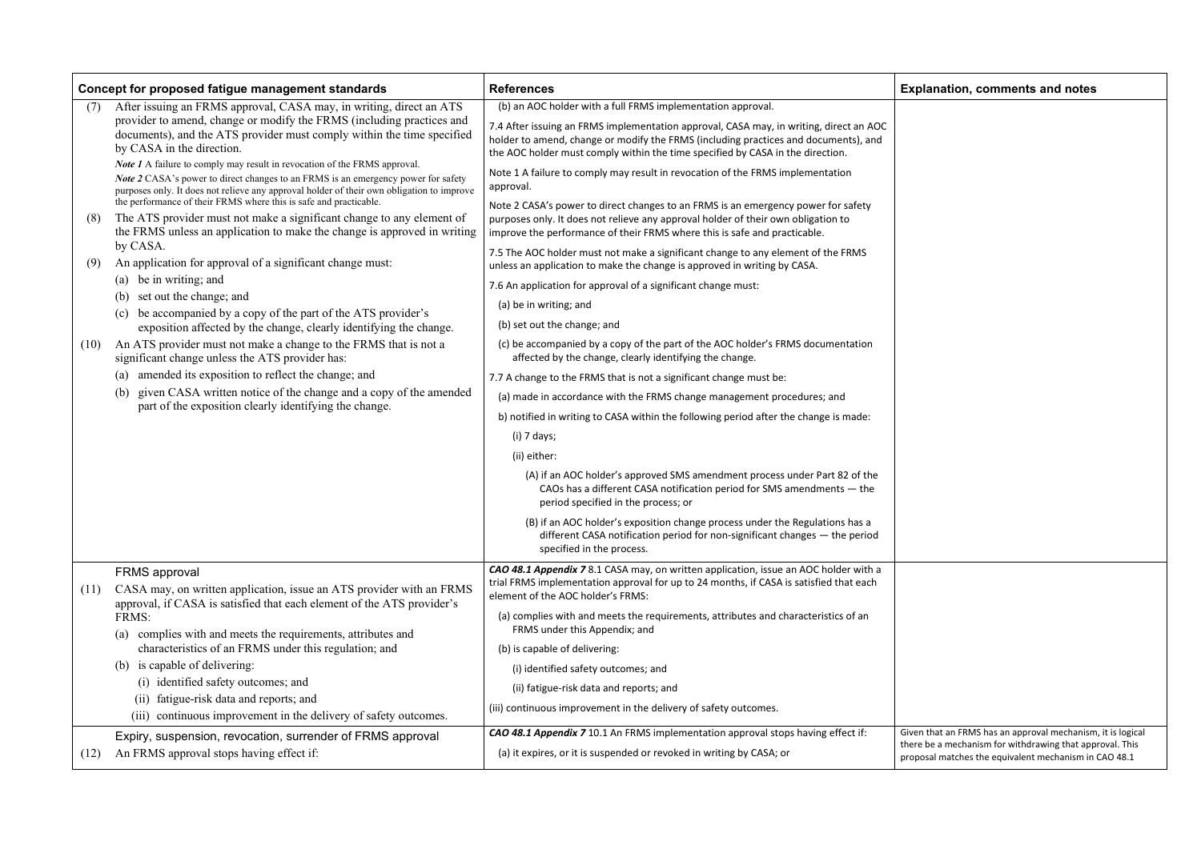| Concept for proposed fatigue management standards | References | Explanation, comments and notes |
|---|---|---|
| (7) After issuing an FRMS approval, CASA may, in writing, direct an ATS provider to amend, change or modify the FRMS (including practices and documents), and the ATS provider must comply within the time specified by CASA in the direction.<br>*Note 1* A failure to comply may result in revocation of the FRMS approval.<br>*Note 2* CASA's power to direct changes to an FRMS is an emergency power for safety purposes only. It does not relieve any approval holder of their own obligation to improve the performance of their FRMS where this is safe and practicable.<br>(8) The ATS provider must not make a significant change to any element of the FRMS unless an application to make the change is approved in writing by CASA.<br>(9) An application for approval of a significant change must:<br>(a) be in writing; and<br>(b) set out the change; and<br>(c) be accompanied by a copy of the part of the ATS provider's exposition affected by the change, clearly identifying the change.<br>(10) An ATS provider must not make a change to the FRMS that is not a significant change unless the ATS provider has:<br>(a) amended its exposition to reflect the change; and<br>(b) given CASA written notice of the change and a copy of the amended part of the exposition clearly identifying the change. | (b) an AOC holder with a full FRMS implementation approval.<br>7.4 After issuing an FRMS implementation approval, CASA may, in writing, direct an AOC holder to amend, change or modify the FRMS (including practices and documents), and the AOC holder must comply within the time specified by CASA in the direction.<br>Note 1 A failure to comply may result in revocation of the FRMS implementation approval.<br>Note 2 CASA's power to direct changes to an FRMS is an emergency power for safety purposes only. It does not relieve any approval holder of their own obligation to improve the performance of their FRMS where this is safe and practicable.<br>7.5 The AOC holder must not make a significant change to any element of the FRMS unless an application to make the change is approved in writing by CASA.<br>7.6 An application for approval of a significant change must:<br>(a) be in writing; and<br>(b) set out the change; and<br>(c) be accompanied by a copy of the part of the AOC holder's FRMS documentation affected by the change, clearly identifying the change.<br>7.7 A change to the FRMS that is not a significant change must be:<br>(a) made in accordance with the FRMS change management procedures; and<br>b) notified in writing to CASA within the following period after the change is made:<br>(i) 7 days;<br>(ii) either:<br>(A) if an AOC holder's approved SMS amendment process under Part 82 of the CAOs has a different CASA notification period for SMS amendments — the period specified in the process; or<br>(B) if an AOC holder's exposition change process under the Regulations has a different CASA notification period for non-significant changes — the period specified in the process. | |
| FRMS approval<br>(11) CASA may, on written application, issue an ATS provider with an FRMS approval, if CASA is satisfied that each element of the ATS provider's FRMS:<br>(a) complies with and meets the requirements, attributes and characteristics of an FRMS under this regulation; and<br>(b) is capable of delivering:<br>(i) identified safety outcomes; and<br>(ii) fatigue-risk data and reports; and<br>(iii) continuous improvement in the delivery of safety outcomes. | ***CAO 48.1 Appendix 7*** 8.1 CASA may, on written application, issue an AOC holder with a trial FRMS implementation approval for up to 24 months, if CASA is satisfied that each element of the AOC holder's FRMS:<br>(a) complies with and meets the requirements, attributes and characteristics of an FRMS under this Appendix; and<br>(b) is capable of delivering:<br>(i) identified safety outcomes; and<br>(ii) fatigue-risk data and reports; and<br>(iii) continuous improvement in the delivery of safety outcomes. | |
| Expiry, suspension, revocation, surrender of FRMS approval<br>(12) An FRMS approval stops having effect if: | ***CAO 48.1 Appendix 7*** 10.1 An FRMS implementation approval stops having effect if:<br>(a) it expires, or it is suspended or revoked in writing by CASA; or | Given that an FRMS has an approval mechanism, it is logical there be a mechanism for withdrawing that approval. This proposal matches the equivalent mechanism in CAO 48.1 |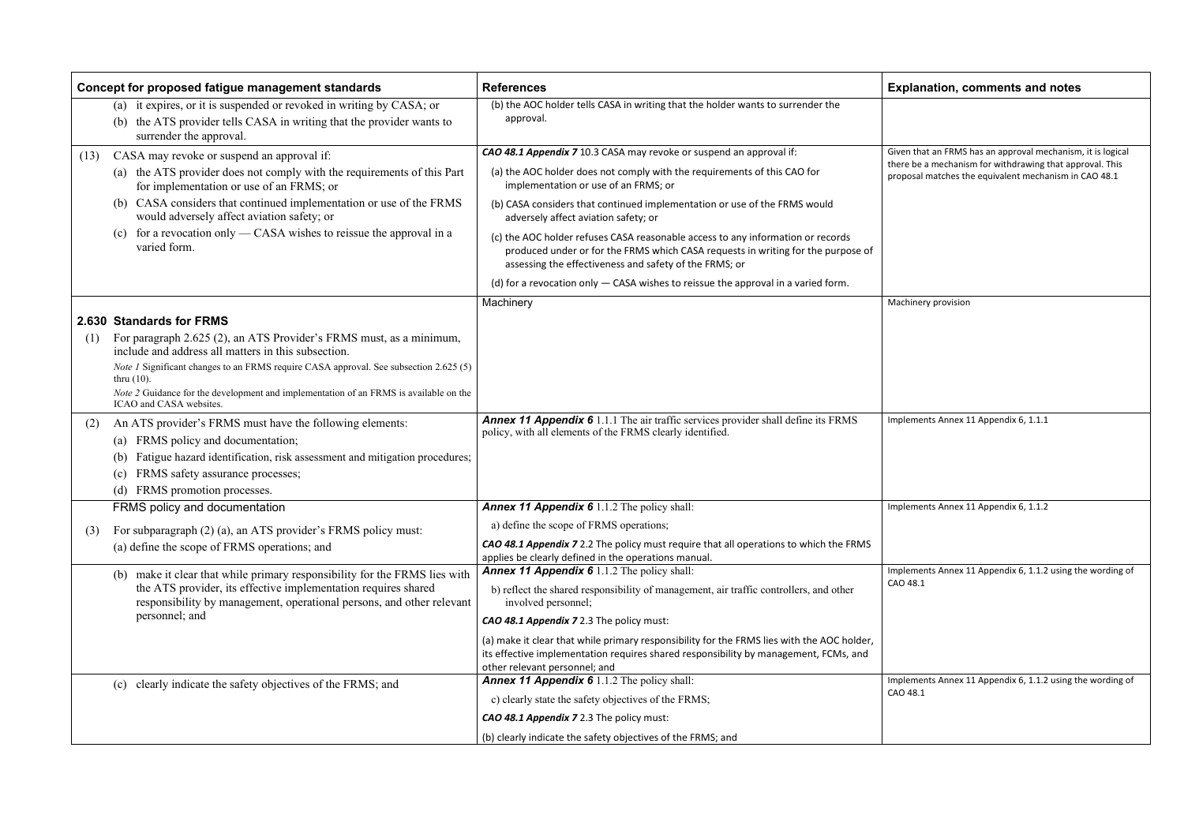| Concept for proposed fatigue management standards | References | Explanation, comments and notes |
|---|---|---|
| (a) it expires, or it is suspended or revoked in writing by CASA; or<br>(b) the ATS provider tells CASA in writing that the provider wants to surrender the approval. | (b) the AOC holder tells CASA in writing that the holder wants to surrender the approval. | |
| (13) CASA may revoke or suspend an approval if:<br>(a) the ATS provider does not comply with the requirements of this Part for implementation or use of an FRMS; or<br>(b) CASA considers that continued implementation or use of the FRMS would adversely affect aviation safety; or<br>(c) for a revocation only — CASA wishes to reissue the approval in a varied form. | ***CAO 48.1 Appendix 7*** 10.3 CASA may revoke or suspend an approval if:<br>(a) the AOC holder does not comply with the requirements of this CAO for implementation or use of an FRMS; or<br>(b) CASA considers that continued implementation or use of the FRMS would adversely affect aviation safety; or<br>(c) the AOC holder refuses CASA reasonable access to any information or records produced under or for the FRMS which CASA requests in writing for the purpose of assessing the effectiveness and safety of the FRMS; or<br>(d) for a revocation only — CASA wishes to reissue the approval in a varied form. | Given that an FRMS has an approval mechanism, it is logical there be a mechanism for withdrawing that approval. This proposal matches the equivalent mechanism in CAO 48.1 |
| **2.630 Standards for FRMS**<br>(1) For paragraph 2.625 (2), an ATS Provider's FRMS must, as a minimum, include and address all matters in this subsection.<br>*Note 1* Significant changes to an FRMS require CASA approval. See subsection 2.625 (5) thru (10).<br>*Note 2* Guidance for the development and implementation of an FRMS is available on the ICAO and CASA websites. | Machinery | Machinery provision |
| (2) An ATS provider's FRMS must have the following elements:<br>(a) FRMS policy and documentation;<br>(b) Fatigue hazard identification, risk assessment and mitigation procedures;<br>(c) FRMS safety assurance processes;<br>(d) FRMS promotion processes. | ***Annex 11 Appendix 6*** 1.1.1 The air traffic services provider shall define its FRMS policy, with all elements of the FRMS clearly identified. | Implements Annex 11 Appendix 6, 1.1.1 |
| FRMS policy and documentation<br>(3) For subparagraph (2) (a), an ATS provider's FRMS policy must:<br>(a) define the scope of FRMS operations; and | ***Annex 11 Appendix 6*** 1.1.2 The policy shall:<br>a) define the scope of FRMS operations;<br>***CAO 48.1 Appendix 7*** 2.2 The policy must require that all operations to which the FRMS applies be clearly defined in the operations manual. | Implements Annex 11 Appendix 6, 1.1.2 |
| (b) make it clear that while primary responsibility for the FRMS lies with the ATS provider, its effective implementation requires shared responsibility by management, operational persons, and other relevant personnel; and | ***Annex 11 Appendix 6*** 1.1.2 The policy shall:<br>b) reflect the shared responsibility of management, air traffic controllers, and other involved personnel;<br>***CAO 48.1 Appendix 7*** 2.3 The policy must:<br>(a) make it clear that while primary responsibility for the FRMS lies with the AOC holder, its effective implementation requires shared responsibility by management, FCMs, and other relevant personnel; and | Implements Annex 11 Appendix 6, 1.1.2 using the wording of CAO 48.1 |
| (c) clearly indicate the safety objectives of the FRMS; and | ***Annex 11 Appendix 6*** 1.1.2 The policy shall:<br>c) clearly state the safety objectives of the FRMS;<br>***CAO 48.1 Appendix 7*** 2.3 The policy must:<br>(b) clearly indicate the safety objectives of the FRMS; and | Implements Annex 11 Appendix 6, 1.1.2 using the wording of CAO 48.1 |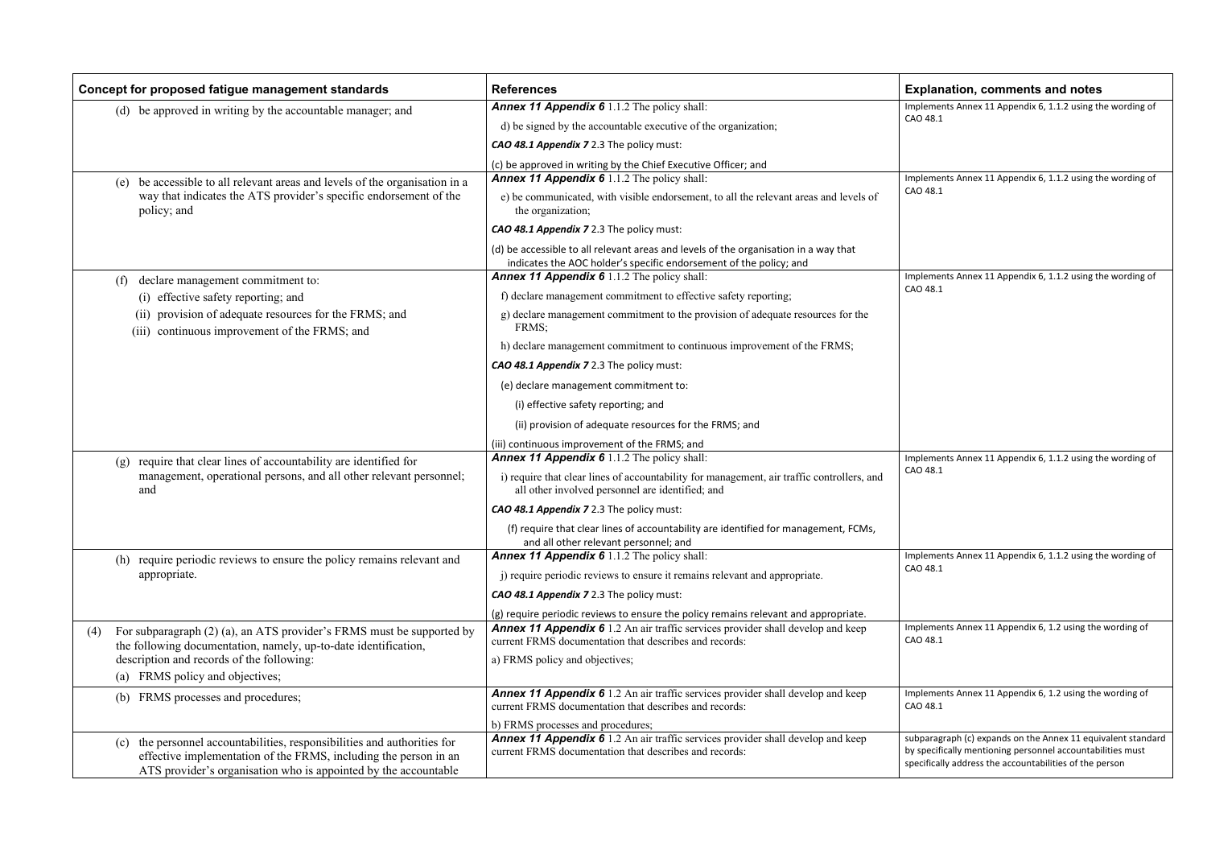| Concept for proposed fatigue management standards | References | Explanation, comments and notes |
| --- | --- | --- |
| (d) be approved in writing by the accountable manager; and | ***Annex 11 Appendix 6*** 1.1.2 The policy shall:<br><br>d) be signed by the accountable executive of the organization;<br><br>***CAO 48.1 Appendix 7*** 2.3 The policy must:<br><br>(c) be approved in writing by the Chief Executive Officer; and | Implements Annex 11 Appendix 6, 1.1.2 using the wording of CAO 48.1 |
| (e) be accessible to all relevant areas and levels of the organisation in a way that indicates the ATS provider's specific endorsement of the policy; and | ***Annex 11 Appendix 6*** 1.1.2 The policy shall:<br><br>e) be communicated, with visible endorsement, to all the relevant areas and levels of the organization;<br><br>***CAO 48.1 Appendix 7*** 2.3 The policy must:<br><br>(d) be accessible to all relevant areas and levels of the organisation in a way that indicates the AOC holder's specific endorsement of the policy; and | Implements Annex 11 Appendix 6, 1.1.2 using the wording of CAO 48.1 |
| (f) declare management commitment to:<br>(i) effective safety reporting; and<br>(ii) provision of adequate resources for the FRMS; and<br>(iii) continuous improvement of the FRMS; and | ***Annex 11 Appendix 6*** 1.1.2 The policy shall:<br><br>f) declare management commitment to effective safety reporting;<br><br>g) declare management commitment to the provision of adequate resources for the FRMS;<br><br>h) declare management commitment to continuous improvement of the FRMS;<br><br>***CAO 48.1 Appendix 7*** 2.3 The policy must:<br><br>(e) declare management commitment to:<br><br>(i) effective safety reporting; and<br><br>(ii) provision of adequate resources for the FRMS; and<br><br>(iii) continuous improvement of the FRMS; and | Implements Annex 11 Appendix 6, 1.1.2 using the wording of CAO 48.1 |
| (g) require that clear lines of accountability are identified for management, operational persons, and all other relevant personnel; and | ***Annex 11 Appendix 6*** 1.1.2 The policy shall:<br><br>i) require that clear lines of accountability for management, air traffic controllers, and all other involved personnel are identified; and<br><br>***CAO 48.1 Appendix 7*** 2.3 The policy must:<br><br>(f) require that clear lines of accountability are identified for management, FCMs, and all other relevant personnel; and | Implements Annex 11 Appendix 6, 1.1.2 using the wording of CAO 48.1 |
| (h) require periodic reviews to ensure the policy remains relevant and appropriate. | ***Annex 11 Appendix 6*** 1.1.2 The policy shall:<br><br>j) require periodic reviews to ensure it remains relevant and appropriate.<br><br>***CAO 48.1 Appendix 7*** 2.3 The policy must:<br><br>(g) require periodic reviews to ensure the policy remains relevant and appropriate. | Implements Annex 11 Appendix 6, 1.1.2 using the wording of CAO 48.1 |
| (4) For subparagraph (2) (a), an ATS provider's FRMS must be supported by the following documentation, namely, up-to-date identification, description and records of the following:<br>(a) FRMS policy and objectives; | ***Annex 11 Appendix 6*** 1.2 An air traffic services provider shall develop and keep current FRMS documentation that describes and records:<br><br>a) FRMS policy and objectives; | Implements Annex 11 Appendix 6, 1.2 using the wording of CAO 48.1 |
| (b) FRMS processes and procedures; | ***Annex 11 Appendix 6*** 1.2 An air traffic services provider shall develop and keep current FRMS documentation that describes and records:<br><br>b) FRMS processes and procedures; | Implements Annex 11 Appendix 6, 1.2 using the wording of CAO 48.1 |
| (c) the personnel accountabilities, responsibilities and authorities for effective implementation of the FRMS, including the person in an ATS provider's organisation who is appointed by the accountable | ***Annex 11 Appendix 6*** 1.2 An air traffic services provider shall develop and keep current FRMS documentation that describes and records: | subparagraph (c) expands on the Annex 11 equivalent standard by specifically mentioning personnel accountabilities must specifically address the accountabilities of the person |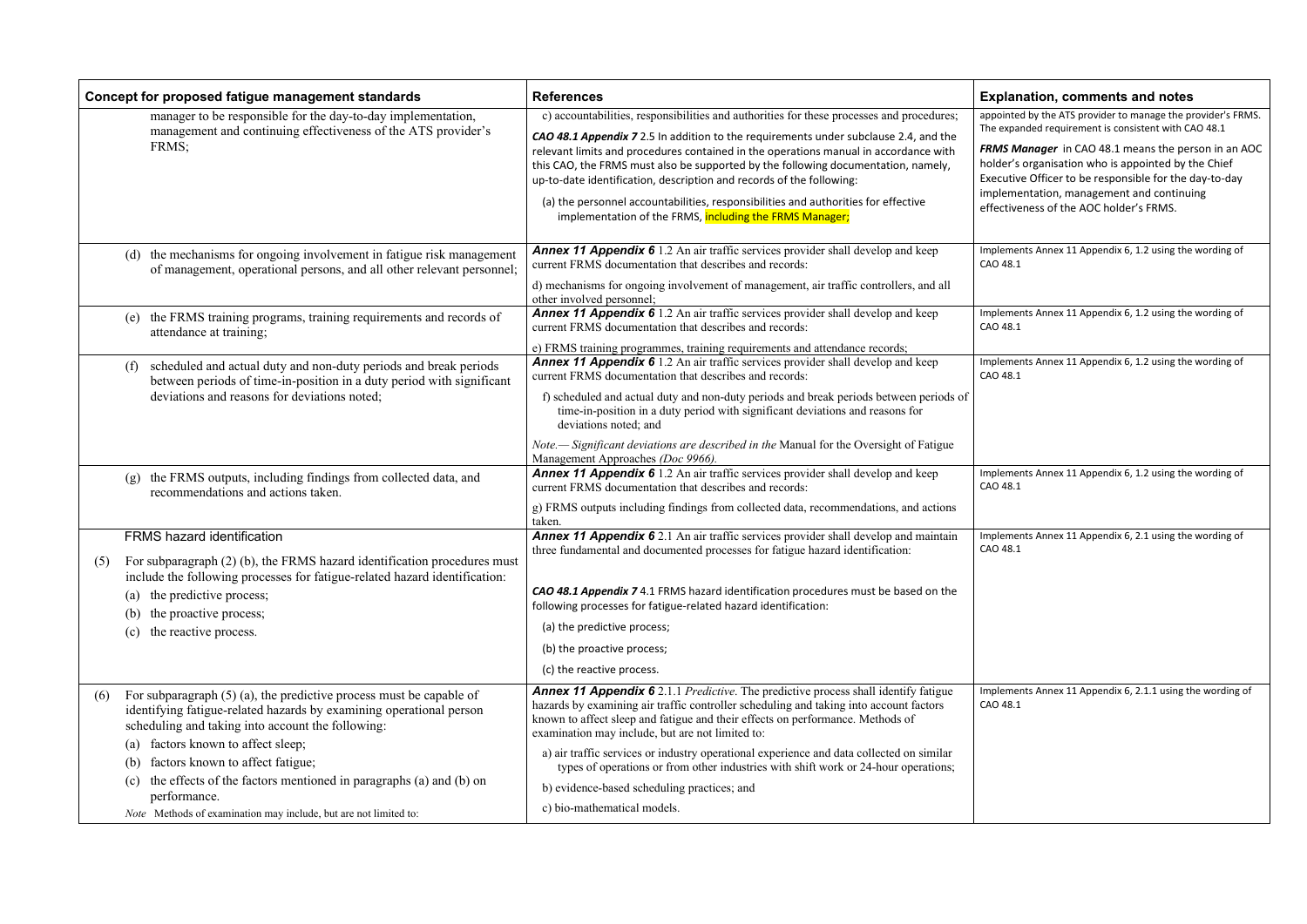| Concept for proposed fatigue management standards | References | Explanation, comments and notes |
|---|---|---|
| manager to be responsible for the day-to-day implementation, management and continuing effectiveness of the ATS provider's FRMS; | c) accountabilities, responsibilities and authorities for these processes and procedures;<br><br>***CAO 48.1 Appendix 7*** 2.5 In addition to the requirements under subclause 2.4, and the relevant limits and procedures contained in the operations manual in accordance with this CAO, the FRMS must also be supported by the following documentation, namely, up-to-date identification, description and records of the following:<br><br>(a) the personnel accountabilities, responsibilities and authorities for effective implementation of the FRMS, including the FRMS Manager; | appointed by the ATS provider to manage the provider's FRMS. The expanded requirement is consistent with CAO 48.1<br><br>***FRMS Manager*** in CAO 48.1 means the person in an AOC holder's organisation who is appointed by the Chief Executive Officer to be responsible for the day-to-day implementation, management and continuing effectiveness of the AOC holder's FRMS. |
| (d) the mechanisms for ongoing involvement in fatigue risk management of management, operational persons, and all other relevant personnel; | ***Annex 11 Appendix 6*** 1.2 An air traffic services provider shall develop and keep current FRMS documentation that describes and records:<br><br>d) mechanisms for ongoing involvement of management, air traffic controllers, and all other involved personnel; | Implements Annex 11 Appendix 6, 1.2 using the wording of CAO 48.1 |
| (e) the FRMS training programs, training requirements and records of attendance at training; | ***Annex 11 Appendix 6*** 1.2 An air traffic services provider shall develop and keep current FRMS documentation that describes and records:<br><br>e) FRMS training programmes, training requirements and attendance records; | Implements Annex 11 Appendix 6, 1.2 using the wording of CAO 48.1 |
| (f) scheduled and actual duty and non-duty periods and break periods between periods of time-in-position in a duty period with significant deviations and reasons for deviations noted; | ***Annex 11 Appendix 6*** 1.2 An air traffic services provider shall develop and keep current FRMS documentation that describes and records:<br><br>f) scheduled and actual duty and non-duty periods and break periods between periods of time-in-position in a duty period with significant deviations and reasons for deviations noted; and<br><br>*Note.— Significant deviations are described in the* Manual for the Oversight of Fatigue Management Approaches *(Doc 9966).* | Implements Annex 11 Appendix 6, 1.2 using the wording of CAO 48.1 |
| (g) the FRMS outputs, including findings from collected data, and recommendations and actions taken. | ***Annex 11 Appendix 6*** 1.2 An air traffic services provider shall develop and keep current FRMS documentation that describes and records:<br><br>g) FRMS outputs including findings from collected data, recommendations, and actions taken. | Implements Annex 11 Appendix 6, 1.2 using the wording of CAO 48.1 |
| FRMS hazard identification<br><br>(5) For subparagraph (2) (b), the FRMS hazard identification procedures must include the following processes for fatigue-related hazard identification:<br>(a) the predictive process;<br>(b) the proactive process;<br>(c) the reactive process. | ***Annex 11 Appendix 6*** 2.1 An air traffic services provider shall develop and maintain three fundamental and documented processes for fatigue hazard identification:<br><br>***CAO 48.1 Appendix 7*** 4.1 FRMS hazard identification procedures must be based on the following processes for fatigue-related hazard identification:<br><br>(a) the predictive process;<br>(b) the proactive process;<br>(c) the reactive process. | Implements Annex 11 Appendix 6, 2.1 using the wording of CAO 48.1 |
| (6) For subparagraph (5) (a), the predictive process must be capable of identifying fatigue-related hazards by examining operational person scheduling and taking into account the following:<br>(a) factors known to affect sleep;<br>(b) factors known to affect fatigue;<br>(c) the effects of the factors mentioned in paragraphs (a) and (b) on performance.<br><br>*Note* Methods of examination may include, but are not limited to: | ***Annex 11 Appendix 6*** 2.1.1 *Predictive.* The predictive process shall identify fatigue hazards by examining air traffic controller scheduling and taking into account factors known to affect sleep and fatigue and their effects on performance. Methods of examination may include, but are not limited to:<br><br>a) air traffic services or industry operational experience and data collected on similar types of operations or from other industries with shift work or 24-hour operations;<br>b) evidence-based scheduling practices; and<br>c) bio-mathematical models. | Implements Annex 11 Appendix 6, 2.1.1 using the wording of CAO 48.1 |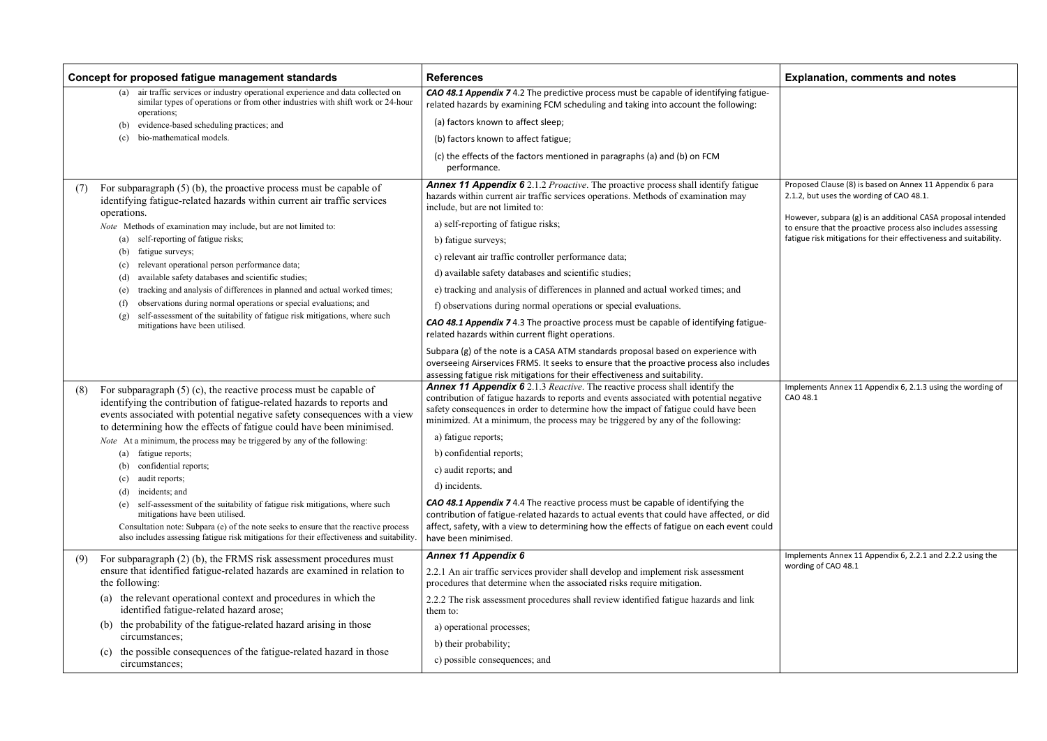| Concept for proposed fatigue management standards | References | Explanation, comments and notes |
|---|---|---|
| (a) air traffic services or industry operational experience and data collected on similar types of operations or from other industries with shift work or 24-hour operations;<br>(b) evidence-based scheduling practices; and<br>(c) bio-mathematical models. | ***CAO 48.1 Appendix 7*** 4.2 The predictive process must be capable of identifying fatigue-related hazards by examining FCM scheduling and taking into account the following:<br>(a) factors known to affect sleep;<br>(b) factors known to affect fatigue;<br>(c) the effects of the factors mentioned in paragraphs (a) and (b) on FCM performance. | |
| (7) For subparagraph (5) (b), the proactive process must be capable of identifying fatigue-related hazards within current air traffic services operations.<br>*Note* Methods of examination may include, but are not limited to:<br>(a) self-reporting of fatigue risks;<br>(b) fatigue surveys;<br>(c) relevant operational person performance data;<br>(d) available safety databases and scientific studies;<br>(e) tracking and analysis of differences in planned and actual worked times;<br>(f) observations during normal operations or special evaluations; and<br>(g) self-assessment of the suitability of fatigue risk mitigations, where such mitigations have been utilised. | ***Annex 11 Appendix 6*** 2.1.2 *Proactive*. The proactive process shall identify fatigue hazards within current air traffic services operations. Methods of examination may include, but are not limited to:<br>a) self-reporting of fatigue risks;<br>b) fatigue surveys;<br>c) relevant air traffic controller performance data;<br>d) available safety databases and scientific studies;<br>e) tracking and analysis of differences in planned and actual worked times; and<br>f) observations during normal operations or special evaluations.<br>***CAO 48.1 Appendix 7*** 4.3 The proactive process must be capable of identifying fatigue-related hazards within current flight operations.<br>Subpara (g) of the note is a CASA ATM standards proposal based on experience with overseeing Airservices FRMS. It seeks to ensure that the proactive process also includes assessing fatigue risk mitigations for their effectiveness and suitability. | Proposed Clause (8) is based on Annex 11 Appendix 6 para 2.1.2, but uses the wording of CAO 48.1.<br>However, subpara (g) is an additional CASA proposal intended to ensure that the proactive process also includes assessing fatigue risk mitigations for their effectiveness and suitability. |
| (8) For subparagraph (5) (c), the reactive process must be capable of identifying the contribution of fatigue-related hazards to reports and events associated with potential negative safety consequences with a view to determining how the effects of fatigue could have been minimised.<br>*Note* At a minimum, the process may be triggered by any of the following:<br>(a) fatigue reports;<br>(b) confidential reports;<br>(c) audit reports;<br>(d) incidents; and<br>(e) self-assessment of the suitability of fatigue risk mitigations, where such mitigations have been utilised.<br>Consultation note: Subpara (e) of the note seeks to ensure that the reactive process also includes assessing fatigue risk mitigations for their effectiveness and suitability. | ***Annex 11 Appendix 6*** 2.1.3 *Reactive*. The reactive process shall identify the contribution of fatigue hazards to reports and events associated with potential negative safety consequences in order to determine how the impact of fatigue could have been minimized. At a minimum, the process may be triggered by any of the following:<br>a) fatigue reports;<br>b) confidential reports;<br>c) audit reports; and<br>d) incidents.<br>***CAO 48.1 Appendix 7*** 4.4 The reactive process must be capable of identifying the contribution of fatigue-related hazards to actual events that could have affected, or did affect, safety, with a view to determining how the effects of fatigue on each event could have been minimised. | Implements Annex 11 Appendix 6, 2.1.3 using the wording of CAO 48.1 |
| (9) For subparagraph (2) (b), the FRMS risk assessment procedures must ensure that identified fatigue-related hazards are examined in relation to the following:<br>(a) the relevant operational context and procedures in which the identified fatigue-related hazard arose;<br>(b) the probability of the fatigue-related hazard arising in those circumstances;<br>(c) the possible consequences of the fatigue-related hazard in those circumstances; | ***Annex 11 Appendix 6***<br>2.2.1 An air traffic services provider shall develop and implement risk assessment procedures that determine when the associated risks require mitigation.<br>2.2.2 The risk assessment procedures shall review identified fatigue hazards and link them to:<br>a) operational processes;<br>b) their probability;<br>c) possible consequences; and | Implements Annex 11 Appendix 6, 2.2.1 and 2.2.2 using the wording of CAO 48.1 |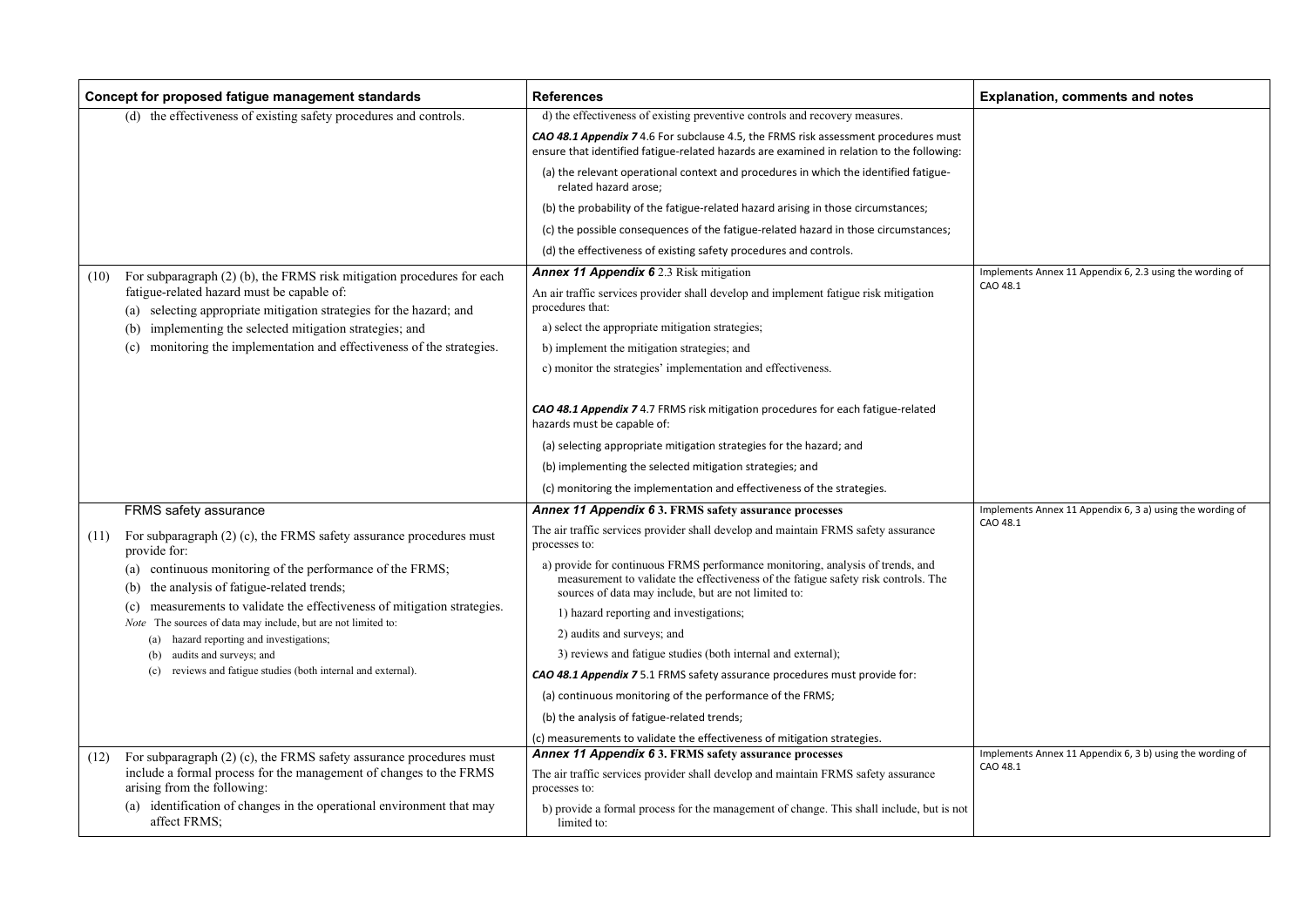| Concept for proposed fatigue management standards | References | Explanation, comments and notes |
|---|---|---|
| (d) the effectiveness of existing safety procedures and controls. | d) the effectiveness of existing preventive controls and recovery measures.<br><br>***CAO 48.1 Appendix 7*** 4.6 For subclause 4.5, the FRMS risk assessment procedures must ensure that identified fatigue-related hazards are examined in relation to the following:<br><br>(a) the relevant operational context and procedures in which the identified fatigue-related hazard arose;<br><br>(b) the probability of the fatigue-related hazard arising in those circumstances;<br><br>(c) the possible consequences of the fatigue-related hazard in those circumstances;<br><br>(d) the effectiveness of existing safety procedures and controls. | |
| (10) For subparagraph (2) (b), the FRMS risk mitigation procedures for each fatigue-related hazard must be capable of:<br>(a) selecting appropriate mitigation strategies for the hazard; and<br>(b) implementing the selected mitigation strategies; and<br>(c) monitoring the implementation and effectiveness of the strategies. | ***Annex 11 Appendix 6*** 2.3 Risk mitigation<br><br>An air traffic services provider shall develop and implement fatigue risk mitigation procedures that:<br><br>a) select the appropriate mitigation strategies;<br><br>b) implement the mitigation strategies; and<br><br>c) monitor the strategies' implementation and effectiveness.<br><br>***CAO 48.1 Appendix 7*** 4.7 FRMS risk mitigation procedures for each fatigue-related hazards must be capable of:<br><br>(a) selecting appropriate mitigation strategies for the hazard; and<br><br>(b) implementing the selected mitigation strategies; and<br><br>(c) monitoring the implementation and effectiveness of the strategies. | Implements Annex 11 Appendix 6, 2.3 using the wording of CAO 48.1 |
| FRMS safety assurance<br><br>(11) For subparagraph (2) (c), the FRMS safety assurance procedures must provide for:<br>(a) continuous monitoring of the performance of the FRMS;<br>(b) the analysis of fatigue-related trends;<br>(c) measurements to validate the effectiveness of mitigation strategies.<br>*Note* The sources of data may include, but are not limited to:<br>(a) hazard reporting and investigations;<br>(b) audits and surveys; and<br>(c) reviews and fatigue studies (both internal and external). | ***Annex 11 Appendix 6*** **3. FRMS safety assurance processes**<br><br>The air traffic services provider shall develop and maintain FRMS safety assurance processes to:<br><br>a) provide for continuous FRMS performance monitoring, analysis of trends, and measurement to validate the effectiveness of the fatigue safety risk controls. The sources of data may include, but are not limited to:<br><br>1) hazard reporting and investigations;<br><br>2) audits and surveys; and<br><br>3) reviews and fatigue studies (both internal and external);<br><br>***CAO 48.1 Appendix 7*** 5.1 FRMS safety assurance procedures must provide for:<br><br>(a) continuous monitoring of the performance of the FRMS;<br><br>(b) the analysis of fatigue-related trends;<br><br>(c) measurements to validate the effectiveness of mitigation strategies. | Implements Annex 11 Appendix 6, 3 a) using the wording of CAO 48.1 |
| (12) For subparagraph (2) (c), the FRMS safety assurance procedures must include a formal process for the management of changes to the FRMS arising from the following:<br>(a) identification of changes in the operational environment that may affect FRMS; | ***Annex 11 Appendix 6*** **3. FRMS safety assurance processes**<br><br>The air traffic services provider shall develop and maintain FRMS safety assurance processes to:<br><br>b) provide a formal process for the management of change. This shall include, but is not limited to: | Implements Annex 11 Appendix 6, 3 b) using the wording of CAO 48.1 |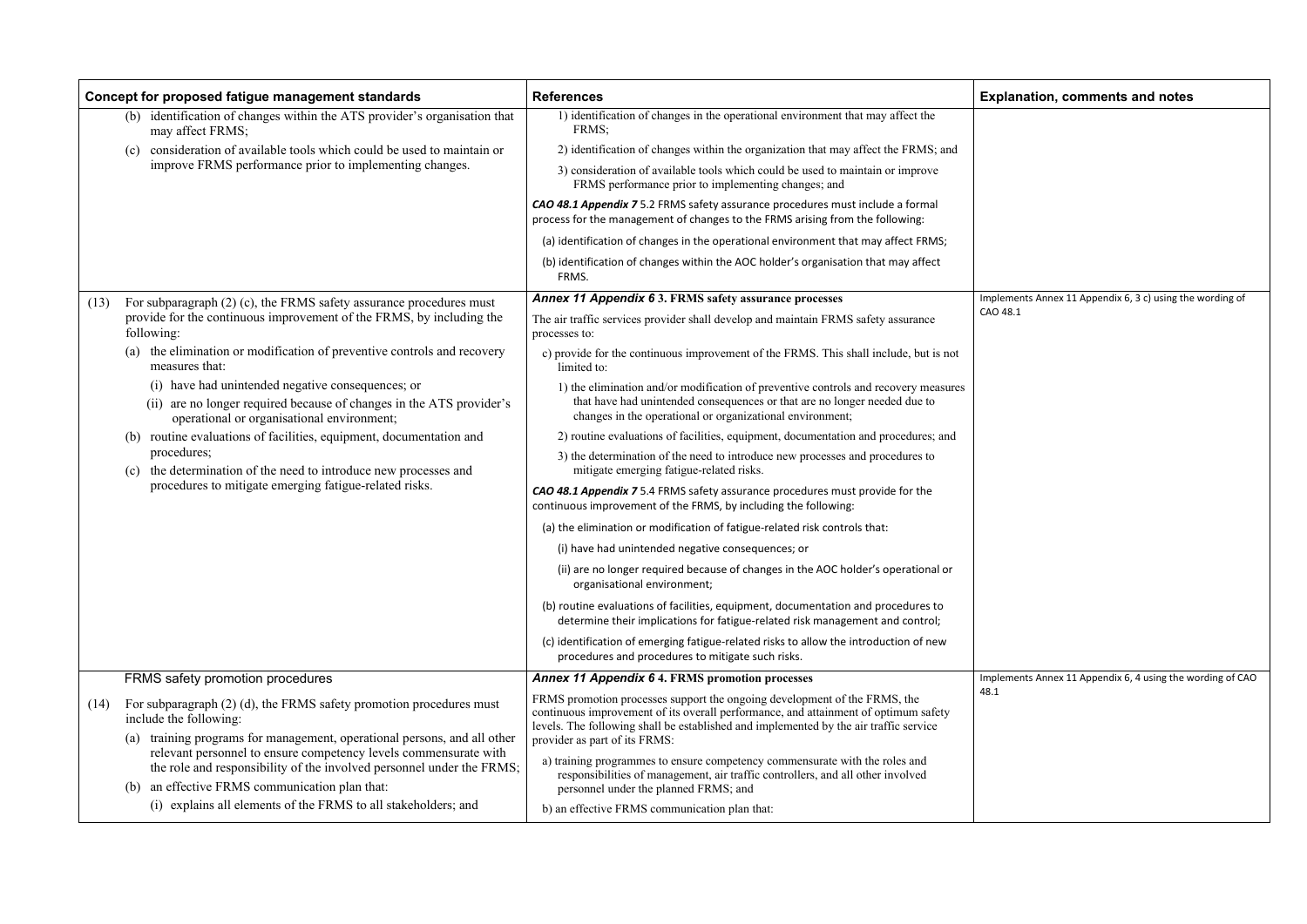| Concept for proposed fatigue management standards | References | Explanation, comments and notes |
| --- | --- | --- |
| (b) identification of changes within the ATS provider's organisation that may affect FRMS;<br><br>(c) consideration of available tools which could be used to maintain or improve FRMS performance prior to implementing changes. | 1) identification of changes in the operational environment that may affect the FRMS;<br><br>2) identification of changes within the organization that may affect the FRMS; and<br><br>3) consideration of available tools which could be used to maintain or improve FRMS performance prior to implementing changes; and<br><br>***CAO 48.1 Appendix 7*** 5.2 FRMS safety assurance procedures must include a formal process for the management of changes to the FRMS arising from the following:<br><br>(a) identification of changes in the operational environment that may affect FRMS;<br><br>(b) identification of changes within the AOC holder's organisation that may affect FRMS. | |
| (13) For subparagraph (2) (c), the FRMS safety assurance procedures must provide for the continuous improvement of the FRMS, by including the following:<br><br>(a) the elimination or modification of preventive controls and recovery measures that:<br><br>(i) have had unintended negative consequences; or<br><br>(ii) are no longer required because of changes in the ATS provider's operational or organisational environment;<br><br>(b) routine evaluations of facilities, equipment, documentation and procedures;<br><br>(c) the determination of the need to introduce new processes and procedures to mitigate emerging fatigue-related risks. | ***Annex 11 Appendix 6* 3. FRMS safety assurance processes**<br><br>The air traffic services provider shall develop and maintain FRMS safety assurance processes to:<br><br>c) provide for the continuous improvement of the FRMS. This shall include, but is not limited to:<br><br>1) the elimination and/or modification of preventive controls and recovery measures that have had unintended consequences or that are no longer needed due to changes in the operational or organizational environment;<br><br>2) routine evaluations of facilities, equipment, documentation and procedures; and<br><br>3) the determination of the need to introduce new processes and procedures to mitigate emerging fatigue-related risks.<br><br>***CAO 48.1 Appendix 7*** 5.4 FRMS safety assurance procedures must provide for the continuous improvement of the FRMS, by including the following:<br><br>(a) the elimination or modification of fatigue-related risk controls that:<br><br>(i) have had unintended negative consequences; or<br><br>(ii) are no longer required because of changes in the AOC holder's operational or organisational environment;<br><br>(b) routine evaluations of facilities, equipment, documentation and procedures to determine their implications for fatigue-related risk management and control;<br><br>(c) identification of emerging fatigue-related risks to allow the introduction of new procedures and procedures to mitigate such risks. | Implements Annex 11 Appendix 6, 3 c) using the wording of CAO 48.1 |
| FRMS safety promotion procedures<br><br>(14) For subparagraph (2) (d), the FRMS safety promotion procedures must include the following:<br><br>(a) training programs for management, operational persons, and all other relevant personnel to ensure competency levels commensurate with the role and responsibility of the involved personnel under the FRMS;<br><br>(b) an effective FRMS communication plan that:<br><br>(i) explains all elements of the FRMS to all stakeholders; and | ***Annex 11 Appendix 6* 4. FRMS promotion processes**<br><br>FRMS promotion processes support the ongoing development of the FRMS, the continuous improvement of its overall performance, and attainment of optimum safety levels. The following shall be established and implemented by the air traffic service provider as part of its FRMS:<br><br>a) training programmes to ensure competency commensurate with the roles and responsibilities of management, air traffic controllers, and all other involved personnel under the planned FRMS; and<br><br>b) an effective FRMS communication plan that: | Implements Annex 11 Appendix 6, 4 using the wording of CAO 48.1 |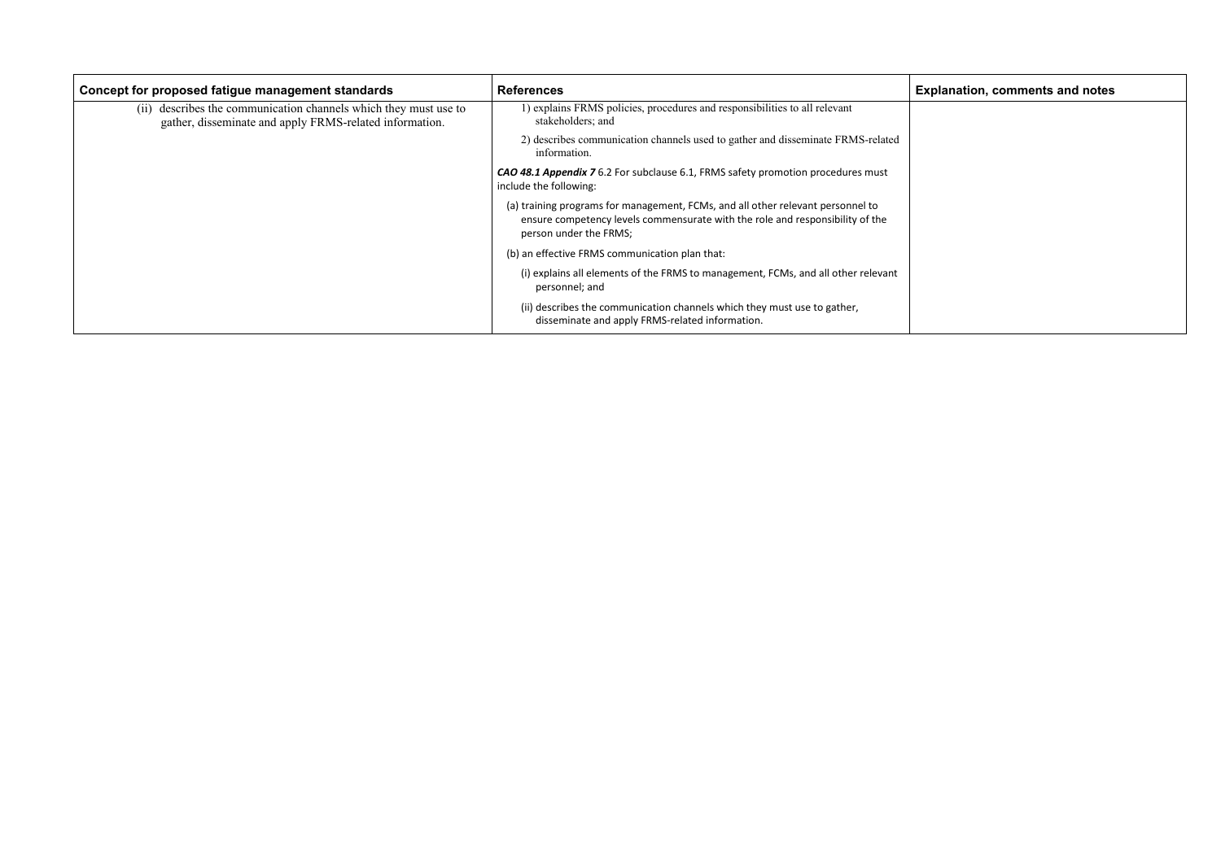| Concept for proposed fatigue management standards | References | Explanation, comments and notes |
|---|---|---|
| (ii) describes the communication channels which they must use to gather, disseminate and apply FRMS-related information. | 1) explains FRMS policies, procedures and responsibilities to all relevant stakeholders; and<br><br>2) describes communication channels used to gather and disseminate FRMS-related information.<br><br>***CAO 48.1 Appendix 7*** 6.2 For subclause 6.1, FRMS safety promotion procedures must include the following:<br><br>(a) training programs for management, FCMs, and all other relevant personnel to ensure competency levels commensurate with the role and responsibility of the person under the FRMS;<br><br>(b) an effective FRMS communication plan that:<br><br>(i) explains all elements of the FRMS to management, FCMs, and all other relevant personnel; and<br><br>(ii) describes the communication channels which they must use to gather, disseminate and apply FRMS-related information. | |